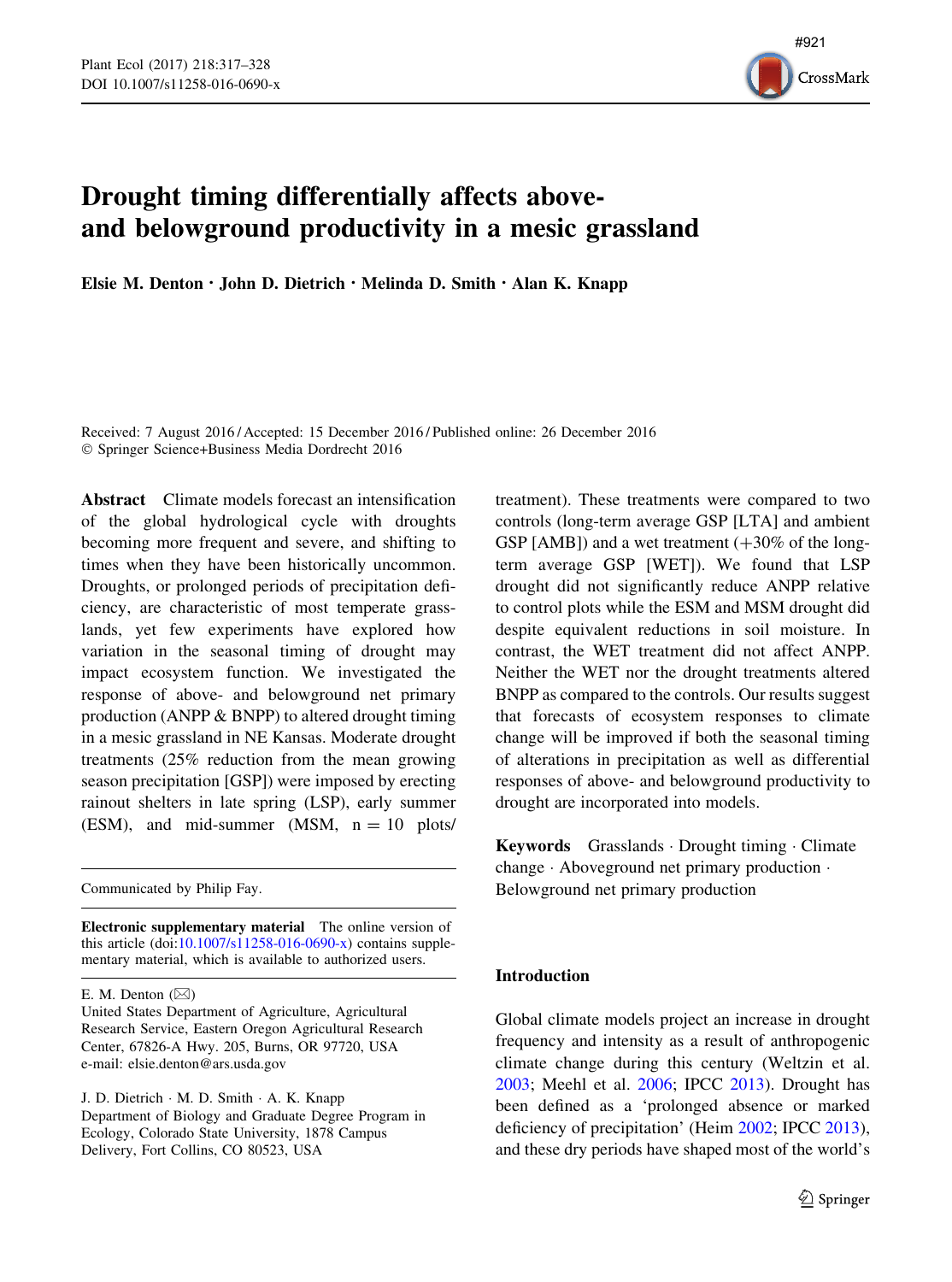# Drought timing differentially affects above- and belowground productivity in a mesic grassland

**Elsie M. Denton · John D. Dietrich · Melinda D. Smith · Alan K. Knapp**

Received: 7 August 2016 / Accepted: 15 December 2016 / Published online: 26 December 2016
© Springer Science+Business Media Dordrecht 2016

**Abstract** Climate models forecast an intensification of the global hydrological cycle with droughts becoming more frequent and severe, and shifting to times when they have been historically uncommon. Droughts, or prolonged periods of precipitation deficiency, are characteristic of most temperate grasslands, yet few experiments have explored how variation in the seasonal timing of drought may impact ecosystem function. We investigated the response of above- and belowground net primary production (ANPP & BNPP) to altered drought timing in a mesic grassland in NE Kansas. Moderate drought treatments (25% reduction from the mean growing season precipitation [GSP]) were imposed by erecting rainout shelters in late spring (LSP), early summer (ESM), and mid-summer (MSM, n = 10 plots/treatment). These treatments were compared to two controls (long-term average GSP [LTA] and ambient GSP [AMB]) and a wet treatment (+30% of the long-term average GSP [WET]). We found that LSP drought did not significantly reduce ANPP relative to control plots while the ESM and MSM drought did despite equivalent reductions in soil moisture. In contrast, the WET treatment did not affect ANPP. Neither the WET nor the drought treatments altered BNPP as compared to the controls. Our results suggest that forecasts of ecosystem responses to climate change will be improved if both the seasonal timing of alterations in precipitation as well as differential responses of above- and belowground productivity to drought are incorporated into models.

**Keywords** Grasslands · Drought timing · Climate change · Aboveground net primary production · Belowground net primary production

Communicated by Philip Fay.

**Electronic supplementary material** The online version of this article (doi:10.1007/s11258-016-0690-x) contains supplementary material, which is available to authorized users.

E. M. Denton (✉)
United States Department of Agriculture, Agricultural Research Service, Eastern Oregon Agricultural Research Center, 67826-A Hwy. 205, Burns, OR 97720, USA
e-mail: elsie.denton@ars.usda.gov

J. D. Dietrich · M. D. Smith · A. K. Knapp
Department of Biology and Graduate Degree Program in Ecology, Colorado State University, 1878 Campus Delivery, Fort Collins, CO 80523, USA

## Introduction

Global climate models project an increase in drought frequency and intensity as a result of anthropogenic climate change during this century (Weltzin et al. 2003; Meehl et al. 2006; IPCC 2013). Drought has been defined as a 'prolonged absence or marked deficiency of precipitation' (Heim 2002; IPCC 2013), and these dry periods have shaped most of the world's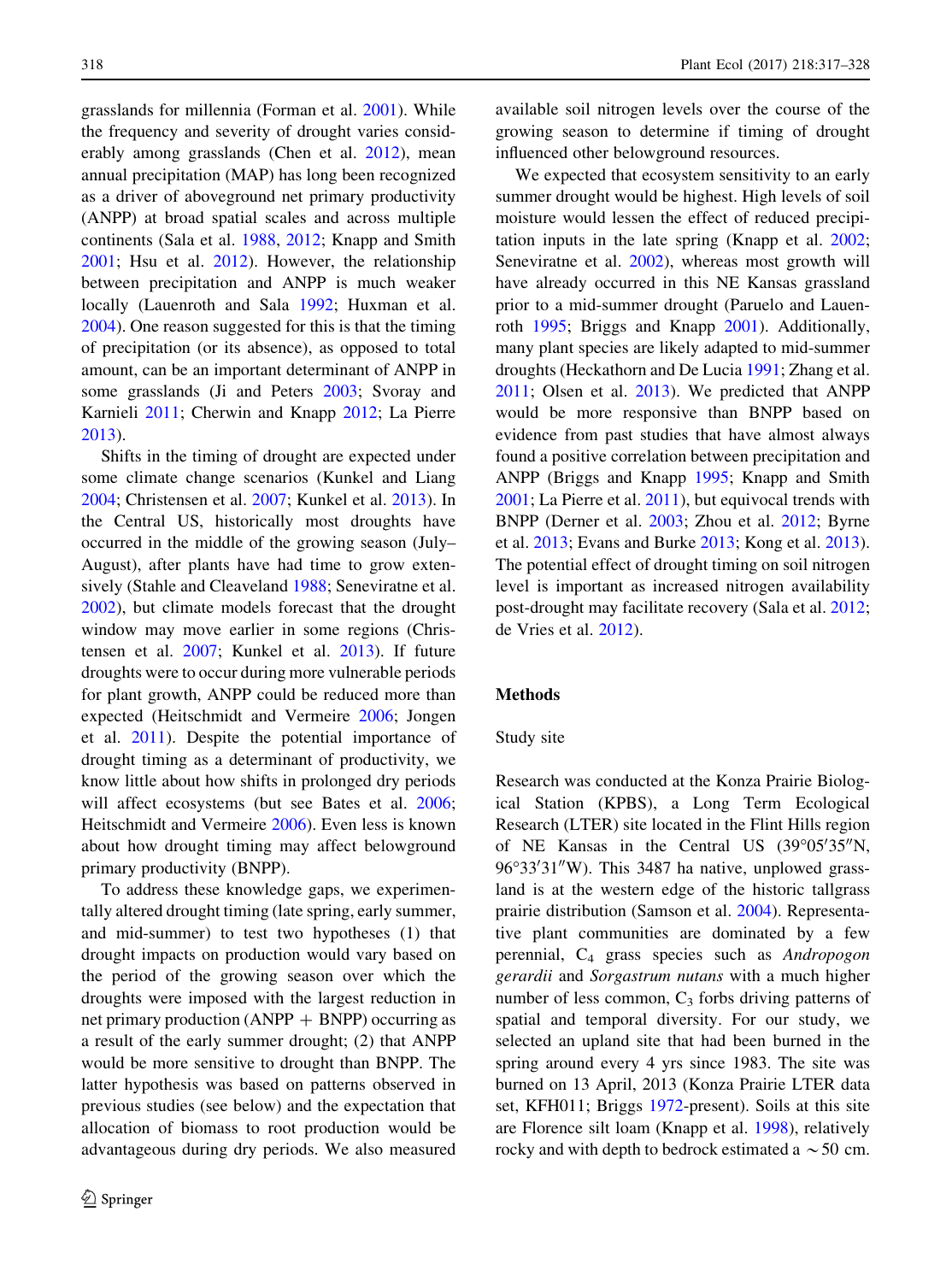grasslands for millennia (Forman et al. 2001). While the frequency and severity of drought varies considerably among grasslands (Chen et al. 2012), mean annual precipitation (MAP) has long been recognized as a driver of aboveground net primary productivity (ANPP) at broad spatial scales and across multiple continents (Sala et al. 1988, 2012; Knapp and Smith 2001; Hsu et al. 2012). However, the relationship between precipitation and ANPP is much weaker locally (Lauenroth and Sala 1992; Huxman et al. 2004). One reason suggested for this is that the timing of precipitation (or its absence), as opposed to total amount, can be an important determinant of ANPP in some grasslands (Ji and Peters 2003; Svoray and Karnieli 2011; Cherwin and Knapp 2012; La Pierre 2013).

Shifts in the timing of drought are expected under some climate change scenarios (Kunkel and Liang 2004; Christensen et al. 2007; Kunkel et al. 2013). In the Central US, historically most droughts have occurred in the middle of the growing season (July–August), after plants have had time to grow extensively (Stahle and Cleaveland 1988; Seneviratne et al. 2002), but climate models forecast that the drought window may move earlier in some regions (Christensen et al. 2007; Kunkel et al. 2013). If future droughts were to occur during more vulnerable periods for plant growth, ANPP could be reduced more than expected (Heitschmidt and Vermeire 2006; Jongen et al. 2011). Despite the potential importance of drought timing as a determinant of productivity, we know little about how shifts in prolonged dry periods will affect ecosystems (but see Bates et al. 2006; Heitschmidt and Vermeire 2006). Even less is known about how drought timing may affect belowground primary productivity (BNPP).

To address these knowledge gaps, we experimentally altered drought timing (late spring, early summer, and mid-summer) to test two hypotheses (1) that drought impacts on production would vary based on the period of the growing season over which the droughts were imposed with the largest reduction in net primary production (ANPP + BNPP) occurring as a result of the early summer drought; (2) that ANPP would be more sensitive to drought than BNPP. The latter hypothesis was based on patterns observed in previous studies (see below) and the expectation that allocation of biomass to root production would be advantageous during dry periods. We also measured available soil nitrogen levels over the course of the growing season to determine if timing of drought influenced other belowground resources.

We expected that ecosystem sensitivity to an early summer drought would be highest. High levels of soil moisture would lessen the effect of reduced precipitation inputs in the late spring (Knapp et al. 2002; Seneviratne et al. 2002), whereas most growth will have already occurred in this NE Kansas grassland prior to a mid-summer drought (Paruelo and Lauenroth 1995; Briggs and Knapp 2001). Additionally, many plant species are likely adapted to mid-summer droughts (Heckathorn and De Lucia 1991; Zhang et al. 2011; Olsen et al. 2013). We predicted that ANPP would be more responsive than BNPP based on evidence from past studies that have almost always found a positive correlation between precipitation and ANPP (Briggs and Knapp 1995; Knapp and Smith 2001; La Pierre et al. 2011), but equivocal trends with BNPP (Derner et al. 2003; Zhou et al. 2012; Byrne et al. 2013; Evans and Burke 2013; Kong et al. 2013). The potential effect of drought timing on soil nitrogen level is important as increased nitrogen availability post-drought may facilitate recovery (Sala et al. 2012; de Vries et al. 2012).

## Methods

### Study site

Research was conducted at the Konza Prairie Biological Station (KPBS), a Long Term Ecological Research (LTER) site located in the Flint Hills region of NE Kansas in the Central US (39°05′35″N, 96°33′31″W). This 3487 ha native, unplowed grassland is at the western edge of the historic tallgrass prairie distribution (Samson et al. 2004). Representative plant communities are dominated by a few perennial, $C_4$ grass species such as *Andropogon gerardii* and *Sorgastrum nutans* with a much higher number of less common, $C_3$ forbs driving patterns of spatial and temporal diversity. For our study, we selected an upland site that had been burned in the spring around every 4 yrs since 1983. The site was burned on 13 April, 2013 (Konza Prairie LTER data set, KFH011; Briggs 1972-present). Soils at this site are Florence silt loam (Knapp et al. 1998), relatively rocky and with depth to bedrock estimated a ~50 cm.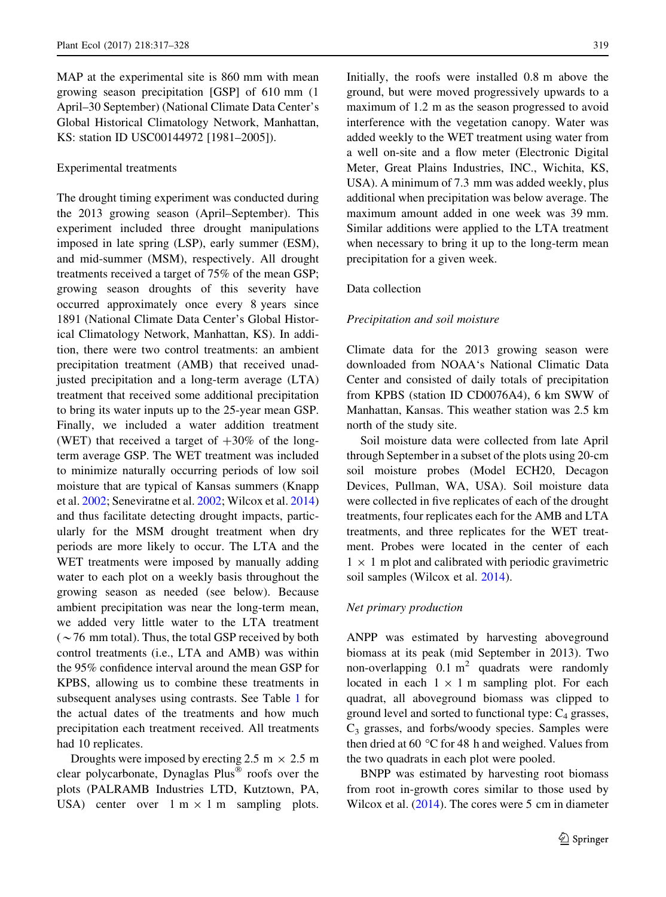MAP at the experimental site is 860 mm with mean growing season precipitation [GSP] of 610 mm (1 April–30 September) (National Climate Data Center's Global Historical Climatology Network, Manhattan, KS: station ID USC00144972 [1981–2005]).

### Experimental treatments

The drought timing experiment was conducted during the 2013 growing season (April–September). This experiment included three drought manipulations imposed in late spring (LSP), early summer (ESM), and mid-summer (MSM), respectively. All drought treatments received a target of 75% of the mean GSP; growing season droughts of this severity have occurred approximately once every 8 years since 1891 (National Climate Data Center's Global Historical Climatology Network, Manhattan, KS). In addition, there were two control treatments: an ambient precipitation treatment (AMB) that received unadjusted precipitation and a long-term average (LTA) treatment that received some additional precipitation to bring its water inputs up to the 25-year mean GSP. Finally, we included a water addition treatment (WET) that received a target of +30% of the long-term average GSP. The WET treatment was included to minimize naturally occurring periods of low soil moisture that are typical of Kansas summers (Knapp et al. 2002; Seneviratne et al. 2002; Wilcox et al. 2014) and thus facilitate detecting drought impacts, particularly for the MSM drought treatment when dry periods are more likely to occur. The LTA and the WET treatments were imposed by manually adding water to each plot on a weekly basis throughout the growing season as needed (see below). Because ambient precipitation was near the long-term mean, we added very little water to the LTA treatment (~76 mm total). Thus, the total GSP received by both control treatments (i.e., LTA and AMB) was within the 95% confidence interval around the mean GSP for KPBS, allowing us to combine these treatments in subsequent analyses using contrasts. See Table 1 for the actual dates of the treatments and how much precipitation each treatment received. All treatments had 10 replicates.

Droughts were imposed by erecting 2.5 m × 2.5 m clear polycarbonate, Dynaglas Plus® roofs over the plots (PALRAMB Industries LTD, Kutztown, PA, USA) center over 1 m × 1 m sampling plots. Initially, the roofs were installed 0.8 m above the ground, but were moved progressively upwards to a maximum of 1.2 m as the season progressed to avoid interference with the vegetation canopy. Water was added weekly to the WET treatment using water from a well on-site and a flow meter (Electronic Digital Meter, Great Plains Industries, INC., Wichita, KS, USA). A minimum of 7.3 mm was added weekly, plus additional when precipitation was below average. The maximum amount added in one week was 39 mm. Similar additions were applied to the LTA treatment when necessary to bring it up to the long-term mean precipitation for a given week.

### Data collection

#### *Precipitation and soil moisture*

Climate data for the 2013 growing season were downloaded from NOAA's National Climatic Data Center and consisted of daily totals of precipitation from KPBS (station ID CD0076A4), 6 km SWW of Manhattan, Kansas. This weather station was 2.5 km north of the study site.

Soil moisture data were collected from late April through September in a subset of the plots using 20-cm soil moisture probes (Model ECH20, Decagon Devices, Pullman, WA, USA). Soil moisture data were collected in five replicates of each of the drought treatments, four replicates each for the AMB and LTA treatments, and three replicates for the WET treatment. Probes were located in the center of each 1 × 1 m plot and calibrated with periodic gravimetric soil samples (Wilcox et al. 2014).

#### *Net primary production*

ANPP was estimated by harvesting aboveground biomass at its peak (mid September in 2013). Two non-overlapping 0.1 $m^2$ quadrats were randomly located in each 1 × 1 m sampling plot. For each quadrat, all aboveground biomass was clipped to ground level and sorted to functional type: $C_4$ grasses, $C_3$ grasses, and forbs/woody species. Samples were then dried at 60 °C for 48 h and weighed. Values from the two quadrats in each plot were pooled.

BNPP was estimated by harvesting root biomass from root in-growth cores similar to those used by Wilcox et al. (2014). The cores were 5 cm in diameter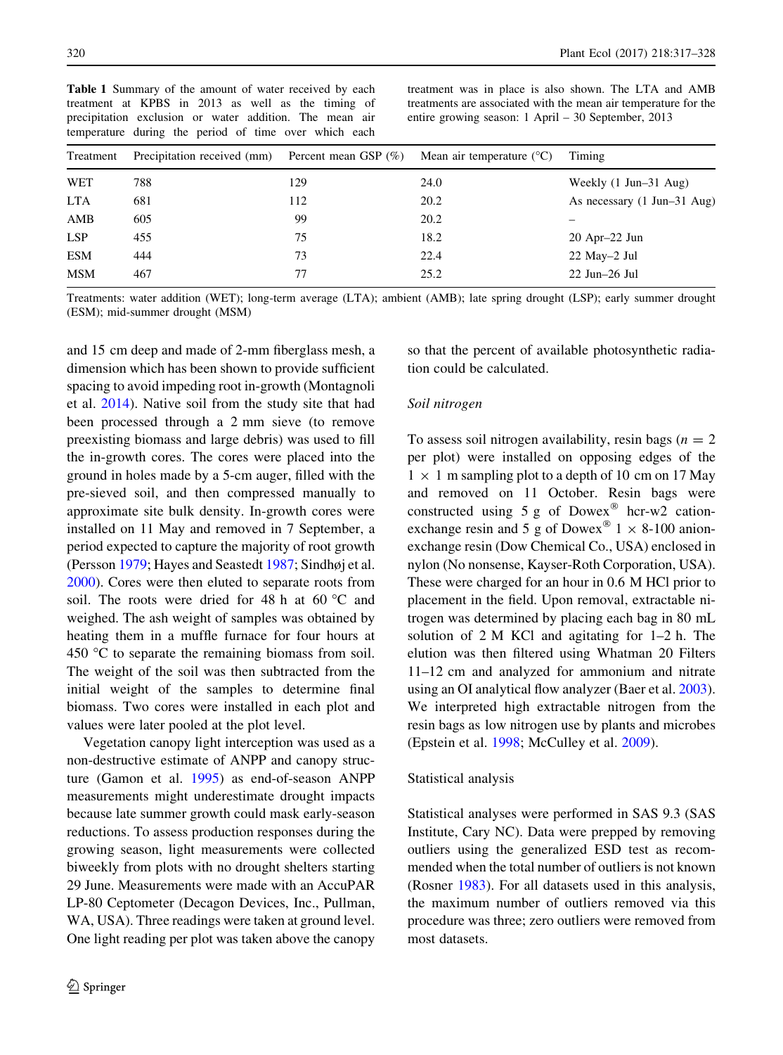**Table 1** Summary of the amount of water received by each treatment at KPBS in 2013 as well as the timing of precipitation exclusion or water addition. The mean air temperature during the period of time over which each treatment was in place is also shown. The LTA and AMB treatments are associated with the mean air temperature for the entire growing season: 1 April – 30 September, 2013

| Treatment | Precipitation received (mm) | Percent mean GSP (%) | Mean air temperature (°C) | Timing |
|---|---|---|---|---|
| WET | 788 | 129 | 24.0 | Weekly (1 Jun–31 Aug) |
| LTA | 681 | 112 | 20.2 | As necessary (1 Jun–31 Aug) |
| AMB | 605 | 99 | 20.2 | – |
| LSP | 455 | 75 | 18.2 | 20 Apr–22 Jun |
| ESM | 444 | 73 | 22.4 | 22 May–2 Jul |
| MSM | 467 | 77 | 25.2 | 22 Jun–26 Jul |

Treatments: water addition (WET); long-term average (LTA); ambient (AMB); late spring drought (LSP); early summer drought (ESM); mid-summer drought (MSM)

and 15 cm deep and made of 2-mm fiberglass mesh, a dimension which has been shown to provide sufficient spacing to avoid impeding root in-growth (Montagnoli et al. 2014). Native soil from the study site that had been processed through a 2 mm sieve (to remove preexisting biomass and large debris) was used to fill the in-growth cores. The cores were placed into the ground in holes made by a 5-cm auger, filled with the pre-sieved soil, and then compressed manually to approximate site bulk density. In-growth cores were installed on 11 May and removed in 7 September, a period expected to capture the majority of root growth (Persson 1979; Hayes and Seastedt 1987; Sindhøj et al. 2000). Cores were then eluted to separate roots from soil. The roots were dried for 48 h at 60 °C and weighed. The ash weight of samples was obtained by heating them in a muffle furnace for four hours at 450 °C to separate the remaining biomass from soil. The weight of the soil was then subtracted from the initial weight of the samples to determine final biomass. Two cores were installed in each plot and values were later pooled at the plot level.

Vegetation canopy light interception was used as a non-destructive estimate of ANPP and canopy structure (Gamon et al. 1995) as end-of-season ANPP measurements might underestimate drought impacts because late summer growth could mask early-season reductions. To assess production responses during the growing season, light measurements were collected biweekly from plots with no drought shelters starting 29 June. Measurements were made with an AccuPAR LP-80 Ceptometer (Decagon Devices, Inc., Pullman, WA, USA). Three readings were taken at ground level. One light reading per plot was taken above the canopy so that the percent of available photosynthetic radiation could be calculated.

*Soil nitrogen*

To assess soil nitrogen availability, resin bags ($n = 2$ per plot) were installed on opposing edges of the $1 \times 1$ m sampling plot to a depth of 10 cm on 17 May and removed on 11 October. Resin bags were constructed using 5 g of Dowex® hcr-w2 cation-exchange resin and 5 g of Dowex® $1 \times 8$-100 anion-exchange resin (Dow Chemical Co., USA) enclosed in nylon (No nonsense, Kayser-Roth Corporation, USA). These were charged for an hour in 0.6 M HCl prior to placement in the field. Upon removal, extractable nitrogen was determined by placing each bag in 80 mL solution of 2 M KCl and agitating for 1–2 h. The elution was then filtered using Whatman 20 Filters 11–12 cm and analyzed for ammonium and nitrate using an OI analytical flow analyzer (Baer et al. 2003). We interpreted high extractable nitrogen from the resin bags as low nitrogen use by plants and microbes (Epstein et al. 1998; McCulley et al. 2009).

Statistical analysis

Statistical analyses were performed in SAS 9.3 (SAS Institute, Cary NC). Data were prepped by removing outliers using the generalized ESD test as recommended when the total number of outliers is not known (Rosner 1983). For all datasets used in this analysis, the maximum number of outliers removed via this procedure was three; zero outliers were removed from most datasets.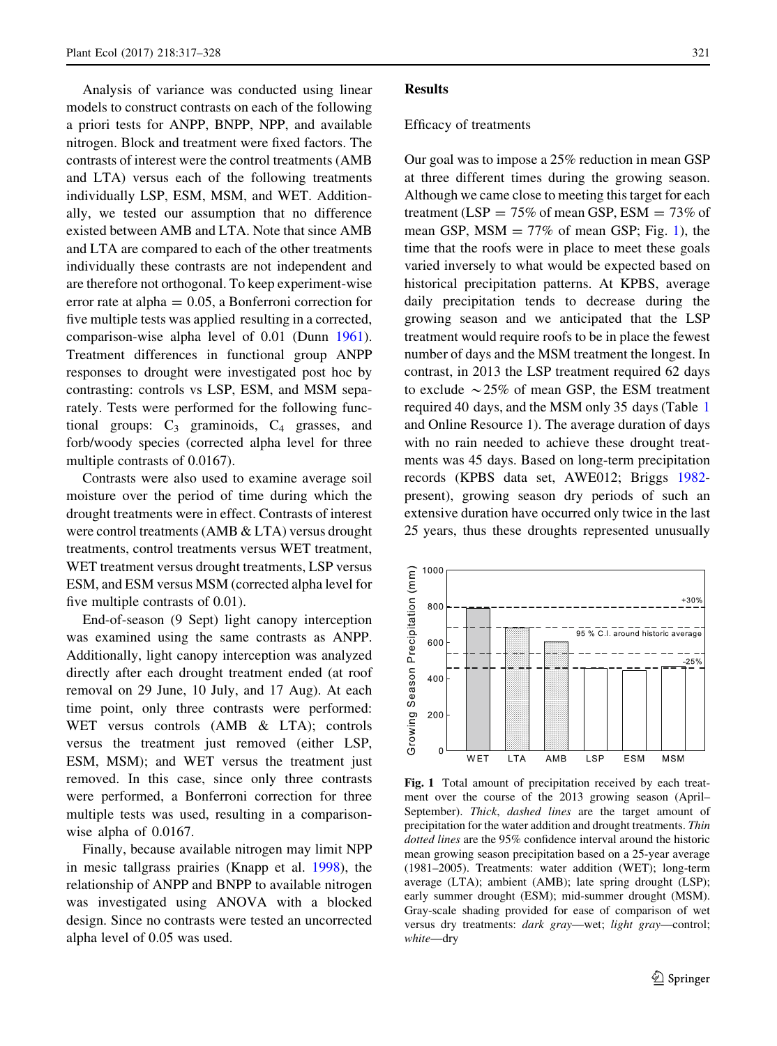Analysis of variance was conducted using linear models to construct contrasts on each of the following a priori tests for ANPP, BNPP, NPP, and available nitrogen. Block and treatment were fixed factors. The contrasts of interest were the control treatments (AMB and LTA) versus each of the following treatments individually LSP, ESM, MSM, and WET. Additionally, we tested our assumption that no difference existed between AMB and LTA. Note that since AMB and LTA are compared to each of the other treatments individually these contrasts are not independent and are therefore not orthogonal. To keep experiment-wise error rate at alpha = 0.05, a Bonferroni correction for five multiple tests was applied resulting in a corrected, comparison-wise alpha level of 0.01 (Dunn 1961). Treatment differences in functional group ANPP responses to drought were investigated post hoc by contrasting: controls vs LSP, ESM, and MSM separately. Tests were performed for the following functional groups: $C_3$ graminoids, $C_4$ grasses, and forb/woody species (corrected alpha level for three multiple contrasts of 0.0167).

Contrasts were also used to examine average soil moisture over the period of time during which the drought treatments were in effect. Contrasts of interest were control treatments (AMB & LTA) versus drought treatments, control treatments versus WET treatment, WET treatment versus drought treatments, LSP versus ESM, and ESM versus MSM (corrected alpha level for five multiple contrasts of 0.01).

End-of-season (9 Sept) light canopy interception was examined using the same contrasts as ANPP. Additionally, light canopy interception was analyzed directly after each drought treatment ended (at roof removal on 29 June, 10 July, and 17 Aug). At each time point, only three contrasts were performed: WET versus controls (AMB & LTA); controls versus the treatment just removed (either LSP, ESM, MSM); and WET versus the treatment just removed. In this case, since only three contrasts were performed, a Bonferroni correction for three multiple tests was used, resulting in a comparison-wise alpha of 0.0167.

Finally, because available nitrogen may limit NPP in mesic tallgrass prairies (Knapp et al. 1998), the relationship of ANPP and BNPP to available nitrogen was investigated using ANOVA with a blocked design. Since no contrasts were tested an uncorrected alpha level of 0.05 was used.

## Results

### Efficacy of treatments

Our goal was to impose a 25% reduction in mean GSP at three different times during the growing season. Although we came close to meeting this target for each treatment (LSP = 75% of mean GSP, ESM = 73% of mean GSP, MSM = 77% of mean GSP; Fig. 1), the time that the roofs were in place to meet these goals varied inversely to what would be expected based on historical precipitation patterns. At KPBS, average daily precipitation tends to decrease during the growing season and we anticipated that the LSP treatment would require roofs to be in place the fewest number of days and the MSM treatment the longest. In contrast, in 2013 the LSP treatment required 62 days to exclude ~25% of mean GSP, the ESM treatment required 40 days, and the MSM only 35 days (Table 1 and Online Resource 1). The average duration of days with no rain needed to achieve these drought treatments was 45 days. Based on long-term precipitation records (KPBS data set, AWE012; Briggs 1982-present), growing season dry periods of such an extensive duration have occurred only twice in the last 25 years, thus these droughts represented unusually

**Fig. 1** Total amount of precipitation received by each treatment over the course of the 2013 growing season (April–September). *Thick, dashed lines* are the target amount of precipitation for the water addition and drought treatments. *Thin dotted lines* are the 95% confidence interval around the historic mean growing season precipitation based on a 25-year average (1981–2005). Treatments: water addition (WET); long-term average (LTA); ambient (AMB); late spring drought (LSP); early summer drought (ESM); mid-summer drought (MSM). Gray-scale shading provided for ease of comparison of wet versus dry treatments: *dark gray*—wet; *light gray*—control; *white*—dry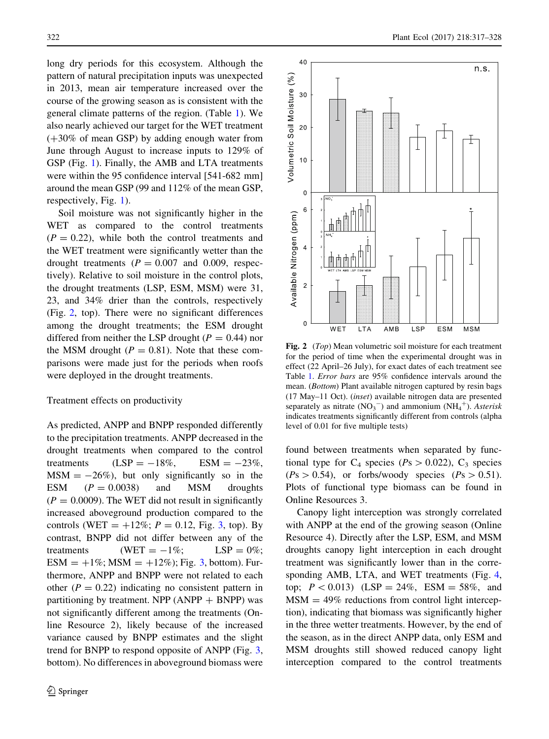long dry periods for this ecosystem. Although the pattern of natural precipitation inputs was unexpected in 2013, mean air temperature increased over the course of the growing season as is consistent with the general climate patterns of the region. (Table 1). We also nearly achieved our target for the WET treatment (+30% of mean GSP) by adding enough water from June through August to increase inputs to 129% of GSP (Fig. 1). Finally, the AMB and LTA treatments were within the 95 confidence interval [541-682 mm] around the mean GSP (99 and 112% of the mean GSP, respectively, Fig. 1).

Soil moisture was not significantly higher in the WET as compared to the control treatments ($P = 0.22$), while both the control treatments and the WET treatment were significantly wetter than the drought treatments ($P = 0.007$ and 0.009, respectively). Relative to soil moisture in the control plots, the drought treatments (LSP, ESM, MSM) were 31, 23, and 34% drier than the controls, respectively (Fig. 2, top). There were no significant differences among the drought treatments; the ESM drought differed from neither the LSP drought ($P = 0.44$) nor the MSM drought ($P = 0.81$). Note that these comparisons were made just for the periods when roofs were deployed in the drought treatments.

### Treatment effects on productivity

As predicted, ANPP and BNPP responded differently to the precipitation treatments. ANPP decreased in the drought treatments when compared to the control treatments (LSP = −18%, ESM = −23%, MSM = −26%), but only significantly so in the ESM ($P = 0.0038$) and MSM droughts ($P = 0.0009$). The WET did not result in significantly increased aboveground production compared to the controls (WET = +12%; $P = 0.12$, Fig. 3, top). By contrast, BNPP did not differ between any of the treatments (WET = −1%; LSP = 0%; ESM = +1%; MSM = +12%); Fig. 3, bottom). Furthermore, ANPP and BNPP were not related to each other ($P = 0.22$) indicating no consistent pattern in partitioning by treatment. NPP (ANPP + BNPP) was not significantly different among the treatments (Online Resource 2), likely because of the increased variance caused by BNPP estimates and the slight trend for BNPP to respond opposite of ANPP (Fig. 3, bottom). No differences in aboveground biomass were found between treatments when separated by functional type for $C_4$ species ($Ps > 0.022$), $C_3$ species ($Ps > 0.54$), or forbs/woody species ($Ps > 0.51$). Plots of functional type biomass can be found in Online Resources 3.

**Fig. 2** (*Top*) Mean volumetric soil moisture for each treatment for the period of time when the experimental drought was in effect (22 April–26 July), for exact dates of each treatment see Table 1. *Error bars* are 95% confidence intervals around the mean. (*Bottom*) Plant available nitrogen captured by resin bags (17 May–11 Oct). (*inset*) available nitrogen data are presented separately as nitrate ($NO_3^-$) and ammonium ($NH_4^+$). *Asterisk* indicates treatments significantly different from controls (alpha level of 0.01 for five multiple tests)

Canopy light interception was strongly correlated with ANPP at the end of the growing season (Online Resource 4). Directly after the LSP, ESM, and MSM droughts canopy light interception in each drought treatment was significantly lower than in the corresponding AMB, LTA, and WET treatments (Fig. 4, top; $P < 0.013$) (LSP = 24%, ESM = 58%, and MSM = 49% reductions from control light interception), indicating that biomass was significantly higher in the three wetter treatments. However, by the end of the season, as in the direct ANPP data, only ESM and MSM droughts still showed reduced canopy light interception compared to the control treatments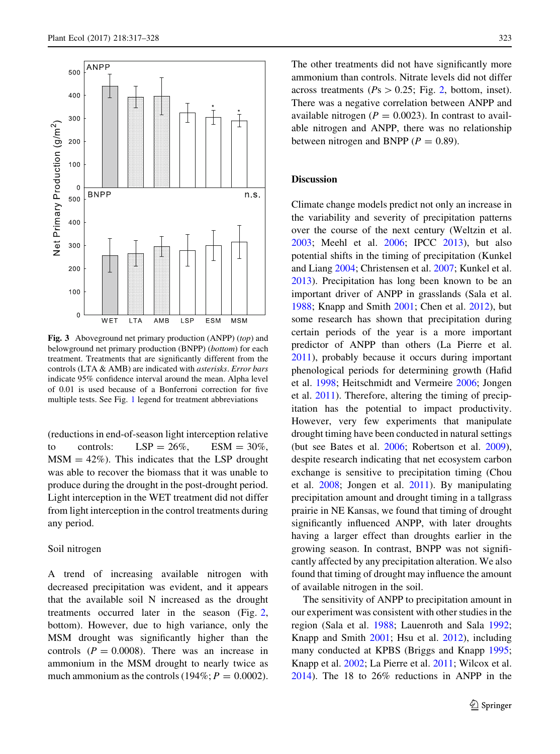Fig. 3 Aboveground net primary production (ANPP) (*top*) and belowground net primary production (BNPP) (*bottom*) for each treatment. Treatments that are significantly different from the controls (LTA & AMB) are indicated with *asterisks*. *Error bars* indicate 95% confidence interval around the mean. Alpha level of 0.01 is used because of a Bonferroni correction for five multiple tests. See Fig. 1 legend for treatment abbreviations

(reductions in end-of-season light interception relative to controls: LSP = 26%, ESM = 30%, MSM = 42%). This indicates that the LSP drought was able to recover the biomass that it was unable to produce during the drought in the post-drought period. Light interception in the WET treatment did not differ from light interception in the control treatments during any period.

### Soil nitrogen

A trend of increasing available nitrogen with decreased precipitation was evident, and it appears that the available soil N increased as the drought treatments occurred later in the season (Fig. 2, bottom). However, due to high variance, only the MSM drought was significantly higher than the controls ($P = 0.0008$). There was an increase in ammonium in the MSM drought to nearly twice as much ammonium as the controls (194%; $P = 0.0002$). The other treatments did not have significantly more ammonium than controls. Nitrate levels did not differ across treatments ($P$s $> 0.25$; Fig. 2, bottom, inset). There was a negative correlation between ANPP and available nitrogen ($P = 0.0023$). In contrast to available nitrogen and ANPP, there was no relationship between nitrogen and BNPP ($P = 0.89$).

## Discussion

Climate change models predict not only an increase in the variability and severity of precipitation patterns over the course of the next century (Weltzin et al. 2003; Meehl et al. 2006; IPCC 2013), but also potential shifts in the timing of precipitation (Kunkel and Liang 2004; Christensen et al. 2007; Kunkel et al. 2013). Precipitation has long been known to be an important driver of ANPP in grasslands (Sala et al. 1988; Knapp and Smith 2001; Chen et al. 2012), but some research has shown that precipitation during certain periods of the year is a more important predictor of ANPP than others (La Pierre et al. 2011), probably because it occurs during important phenological periods for determining growth (Hafid et al. 1998; Heitschmidt and Vermeire 2006; Jongen et al. 2011). Therefore, altering the timing of precipitation has the potential to impact productivity. However, very few experiments that manipulate drought timing have been conducted in natural settings (but see Bates et al. 2006; Robertson et al. 2009), despite research indicating that net ecosystem carbon exchange is sensitive to precipitation timing (Chou et al. 2008; Jongen et al. 2011). By manipulating precipitation amount and drought timing in a tallgrass prairie in NE Kansas, we found that timing of drought significantly influenced ANPP, with later droughts having a larger effect than droughts earlier in the growing season. In contrast, BNPP was not significantly affected by any precipitation alteration. We also found that timing of drought may influence the amount of available nitrogen in the soil.

The sensitivity of ANPP to precipitation amount in our experiment was consistent with other studies in the region (Sala et al. 1988; Lauenroth and Sala 1992; Knapp and Smith 2001; Hsu et al. 2012), including many conducted at KPBS (Briggs and Knapp 1995; Knapp et al. 2002; La Pierre et al. 2011; Wilcox et al. 2014). The 18 to 26% reductions in ANPP in the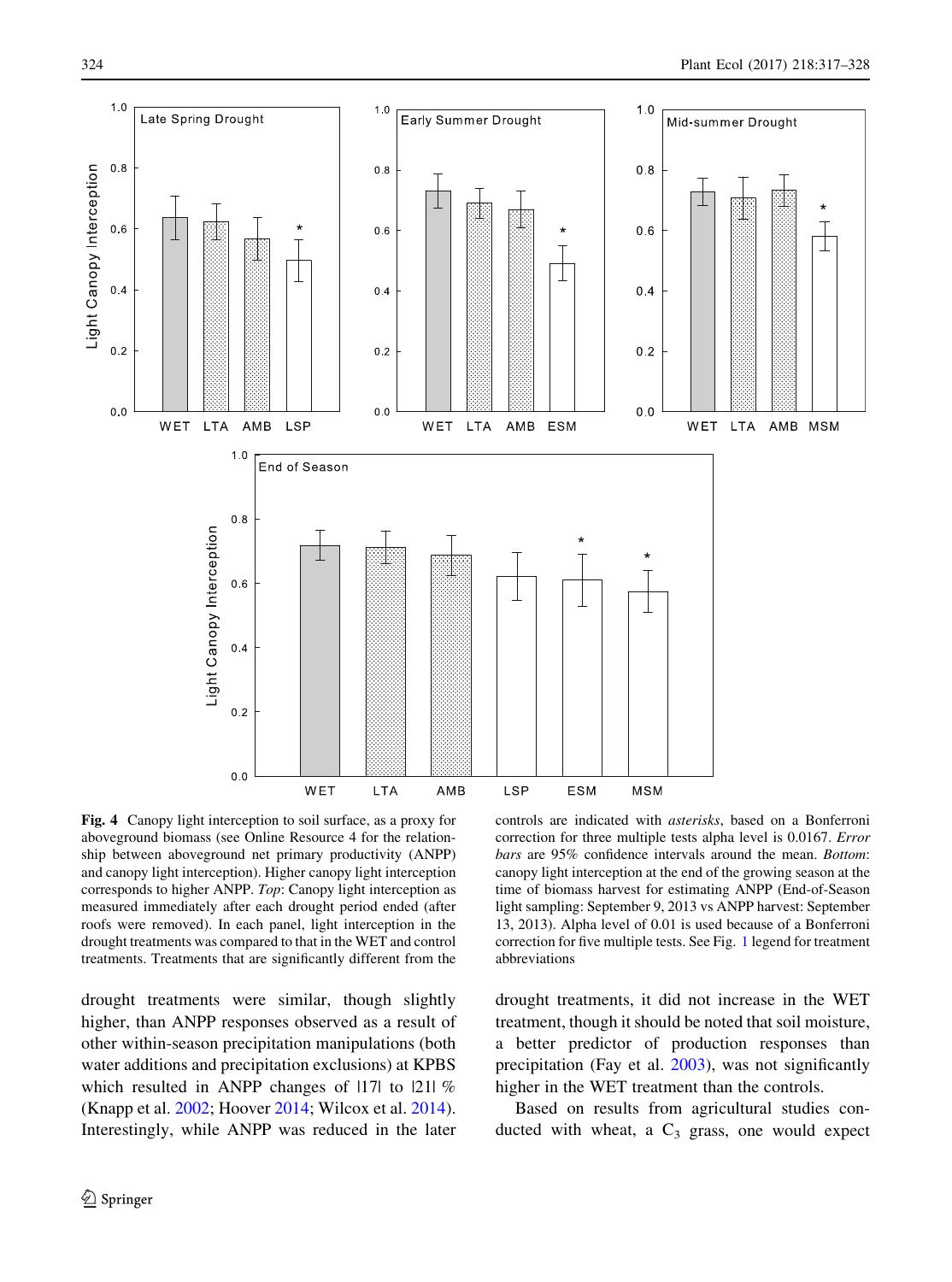**Fig. 4** Canopy light interception to soil surface, as a proxy for aboveground biomass (see Online Resource 4 for the relationship between aboveground net primary productivity (ANPP) and canopy light interception). Higher canopy light interception corresponds to higher ANPP. *Top*: Canopy light interception as measured immediately after each drought period ended (after roofs were removed). In each panel, light interception in the drought treatments was compared to that in the WET and control treatments. Treatments that are significantly different from the controls are indicated with *asterisks*, based on a Bonferroni correction for three multiple tests alpha level is 0.0167. *Error bars* are 95% confidence intervals around the mean. *Bottom*: canopy light interception at the end of the growing season at the time of biomass harvest for estimating ANPP (End-of-Season light sampling: September 9, 2013 vs ANPP harvest: September 13, 2013). Alpha level of 0.01 is used because of a Bonferroni correction for five multiple tests. See Fig. 1 legend for treatment abbreviations

drought treatments were similar, though slightly higher, than ANPP responses observed as a result of other within-season precipitation manipulations (both water additions and precipitation exclusions) at KPBS which resulted in ANPP changes of |17| to |21| % (Knapp et al. 2002; Hoover 2014; Wilcox et al. 2014). Interestingly, while ANPP was reduced in the later drought treatments, it did not increase in the WET treatment, though it should be noted that soil moisture, a better predictor of production responses than precipitation (Fay et al. 2003), was not significantly higher in the WET treatment than the controls.

Based on results from agricultural studies conducted with wheat, a $C_3$ grass, one would expect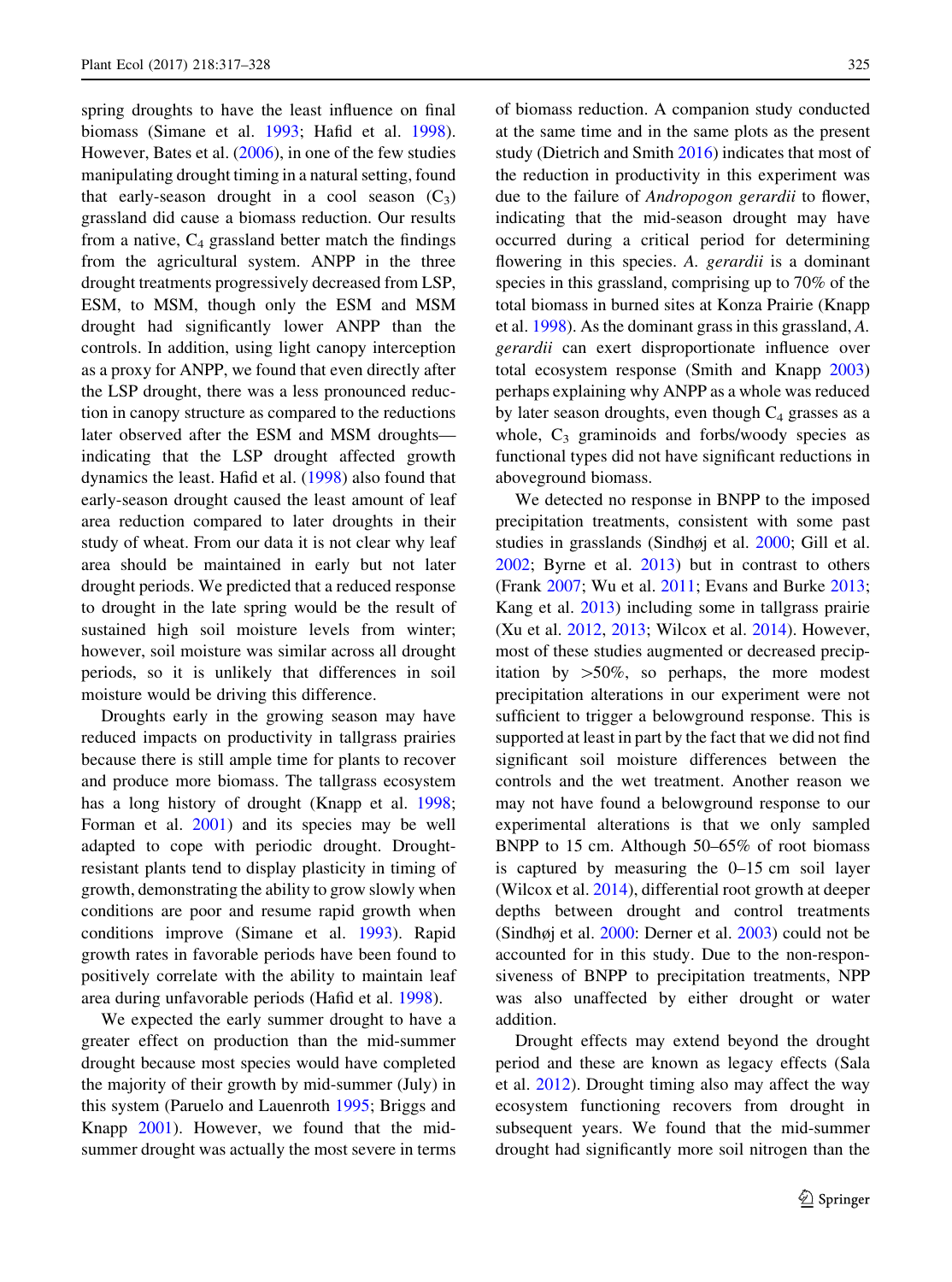spring droughts to have the least influence on final biomass (Simane et al. 1993; Hafid et al. 1998). However, Bates et al. (2006), in one of the few studies manipulating drought timing in a natural setting, found that early-season drought in a cool season ($C_3$) grassland did cause a biomass reduction. Our results from a native, $C_4$ grassland better match the findings from the agricultural system. ANPP in the three drought treatments progressively decreased from LSP, ESM, to MSM, though only the ESM and MSM drought had significantly lower ANPP than the controls. In addition, using light canopy interception as a proxy for ANPP, we found that even directly after the LSP drought, there was a less pronounced reduction in canopy structure as compared to the reductions later observed after the ESM and MSM droughts—indicating that the LSP drought affected growth dynamics the least. Hafid et al. (1998) also found that early-season drought caused the least amount of leaf area reduction compared to later droughts in their study of wheat. From our data it is not clear why leaf area should be maintained in early but not later drought periods. We predicted that a reduced response to drought in the late spring would be the result of sustained high soil moisture levels from winter; however, soil moisture was similar across all drought periods, so it is unlikely that differences in soil moisture would be driving this difference.

Droughts early in the growing season may have reduced impacts on productivity in tallgrass prairies because there is still ample time for plants to recover and produce more biomass. The tallgrass ecosystem has a long history of drought (Knapp et al. 1998; Forman et al. 2001) and its species may be well adapted to cope with periodic drought. Drought-resistant plants tend to display plasticity in timing of growth, demonstrating the ability to grow slowly when conditions are poor and resume rapid growth when conditions improve (Simane et al. 1993). Rapid growth rates in favorable periods have been found to positively correlate with the ability to maintain leaf area during unfavorable periods (Hafid et al. 1998).

We expected the early summer drought to have a greater effect on production than the mid-summer drought because most species would have completed the majority of their growth by mid-summer (July) in this system (Paruelo and Lauenroth 1995; Briggs and Knapp 2001). However, we found that the mid-summer drought was actually the most severe in terms of biomass reduction. A companion study conducted at the same time and in the same plots as the present study (Dietrich and Smith 2016) indicates that most of the reduction in productivity in this experiment was due to the failure of *Andropogon gerardii* to flower, indicating that the mid-season drought may have occurred during a critical period for determining flowering in this species. *A. gerardii* is a dominant species in this grassland, comprising up to 70% of the total biomass in burned sites at Konza Prairie (Knapp et al. 1998). As the dominant grass in this grassland, *A. gerardii* can exert disproportionate influence over total ecosystem response (Smith and Knapp 2003) perhaps explaining why ANPP as a whole was reduced by later season droughts, even though $C_4$ grasses as a whole, $C_3$ graminoids and forbs/woody species as functional types did not have significant reductions in aboveground biomass.

We detected no response in BNPP to the imposed precipitation treatments, consistent with some past studies in grasslands (Sindhøj et al. 2000; Gill et al. 2002; Byrne et al. 2013) but in contrast to others (Frank 2007; Wu et al. 2011; Evans and Burke 2013; Kang et al. 2013) including some in tallgrass prairie (Xu et al. 2012, 2013; Wilcox et al. 2014). However, most of these studies augmented or decreased precipitation by >50%, so perhaps, the more modest precipitation alterations in our experiment were not sufficient to trigger a belowground response. This is supported at least in part by the fact that we did not find significant soil moisture differences between the controls and the wet treatment. Another reason we may not have found a belowground response to our experimental alterations is that we only sampled BNPP to 15 cm. Although 50–65% of root biomass is captured by measuring the 0–15 cm soil layer (Wilcox et al. 2014), differential root growth at deeper depths between drought and control treatments (Sindhøj et al. 2000: Derner et al. 2003) could not be accounted for in this study. Due to the non-responsiveness of BNPP to precipitation treatments, NPP was also unaffected by either drought or water addition.

Drought effects may extend beyond the drought period and these are known as legacy effects (Sala et al. 2012). Drought timing also may affect the way ecosystem functioning recovers from drought in subsequent years. We found that the mid-summer drought had significantly more soil nitrogen than the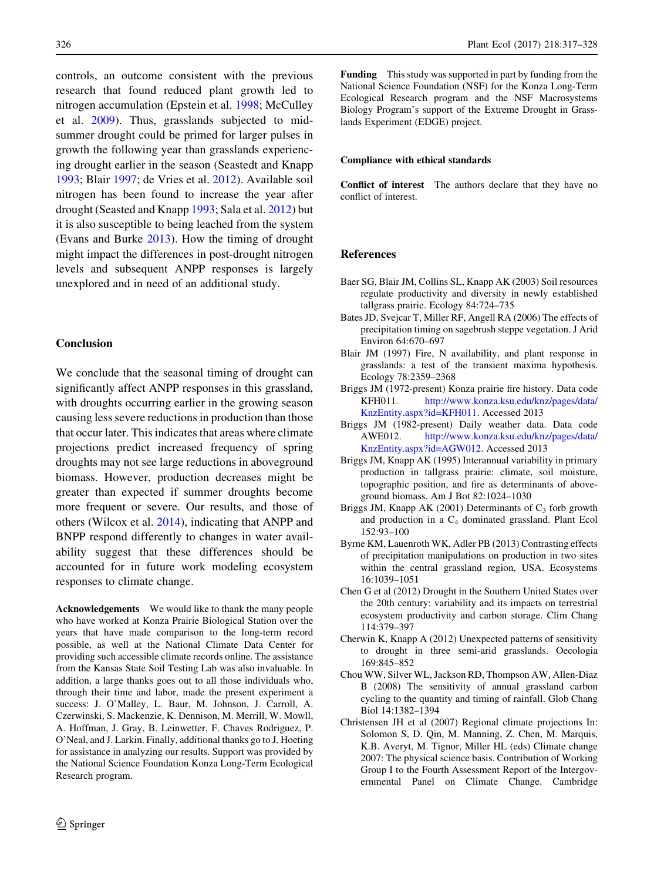controls, an outcome consistent with the previous research that found reduced plant growth led to nitrogen accumulation (Epstein et al. 1998; McCulley et al. 2009). Thus, grasslands subjected to mid-summer drought could be primed for larger pulses in growth the following year than grasslands experiencing drought earlier in the season (Seastedt and Knapp 1993; Blair 1997; de Vries et al. 2012). Available soil nitrogen has been found to increase the year after drought (Seasted and Knapp 1993; Sala et al. 2012) but it is also susceptible to being leached from the system (Evans and Burke 2013). How the timing of drought might impact the differences in post-drought nitrogen levels and subsequent ANPP responses is largely unexplored and in need of an additional study.

## Conclusion

We conclude that the seasonal timing of drought can significantly affect ANPP responses in this grassland, with droughts occurring earlier in the growing season causing less severe reductions in production than those that occur later. This indicates that areas where climate projections predict increased frequency of spring droughts may not see large reductions in aboveground biomass. However, production decreases might be greater than expected if summer droughts become more frequent or severe. Our results, and those of others (Wilcox et al. 2014), indicating that ANPP and BNPP respond differently to changes in water availability suggest that these differences should be accounted for in future work modeling ecosystem responses to climate change.

**Acknowledgements** We would like to thank the many people who have worked at Konza Prairie Biological Station over the years that have made comparison to the long-term record possible, as well as at the National Climate Data Center for providing such accessible climate records online. The assistance from the Kansas State Soil Testing Lab was also invaluable. In addition, a large thanks goes out to all those individuals who, through their time and labor, made the present experiment a success: J. O'Malley, L. Baur, M. Johnson, J. Carroll, A. Czerwinski, S. Mackenzie, K. Dennison, M. Merrill, W. Mowll, A. Hoffman, J. Gray, B. Leinwetter, F. Chaves Rodriguez, P. O'Neal, and J. Larkin. Finally, additional thanks go to J. Hoeting for assistance in analyzing our results. Support was provided by the National Science Foundation Konza Long-Term Ecological Research program.

**Funding** This study was supported in part by funding from the National Science Foundation (NSF) for the Konza Long-Term Ecological Research program and the NSF Macrosystems Biology Program's support of the Extreme Drought in Grasslands Experiment (EDGE) project.

### Compliance with ethical standards

**Conflict of interest** The authors declare that they have no conflict of interest.

## References

Baer SG, Blair JM, Collins SL, Knapp AK (2003) Soil resources regulate productivity and diversity in newly established tallgrass prairie. Ecology 84:724–735

Bates JD, Svejcar T, Miller RF, Angell RA (2006) The effects of precipitation timing on sagebrush steppe vegetation. J Arid Environ 64:670–697

Blair JM (1997) Fire, N availability, and plant response in grasslands: a test of the transient maxima hypothesis. Ecology 78:2359–2368

Briggs JM (1972-present) Konza prairie fire history. Data code KFH011. http://www.konza.ksu.edu/knz/pages/data/KnzEntity.aspx?id=KFH011. Accessed 2013

Briggs JM (1982-present) Daily weather data. Data code AWE012. http://www.konza.ksu.edu/knz/pages/data/KnzEntity.aspx?id=AGW012. Accessed 2013

Briggs JM, Knapp AK (1995) Interannual variability in primary production in tallgrass prairie: climate, soil moisture, topographic position, and fire as determinants of aboveground biomass. Am J Bot 82:1024–1030

Briggs JM, Knapp AK (2001) Determinants of $C_3$ forb growth and production in a $C_4$ dominated grassland. Plant Ecol 152:93–100

Byrne KM, Lauenroth WK, Adler PB (2013) Contrasting effects of precipitation manipulations on production in two sites within the central grassland region, USA. Ecosystems 16:1039–1051

Chen G et al (2012) Drought in the Southern United States over the 20th century: variability and its impacts on terrestrial ecosystem productivity and carbon storage. Clim Chang 114:379–397

Cherwin K, Knapp A (2012) Unexpected patterns of sensitivity to drought in three semi-arid grasslands. Oecologia 169:845–852

Chou WW, Silver WL, Jackson RD, Thompson AW, Allen-Diaz B (2008) The sensitivity of annual grassland carbon cycling to the quantity and timing of rainfall. Glob Chang Biol 14:1382–1394

Christensen JH et al (2007) Regional climate projections In: Solomon S, D. Qin, M. Manning, Z. Chen, M. Marquis, K.B. Averyt, M. Tignor, Miller HL (eds) Climate change 2007: The physical science basis. Contribution of Working Group I to the Fourth Assessment Report of the Intergovernmental Panel on Climate Change. Cambridge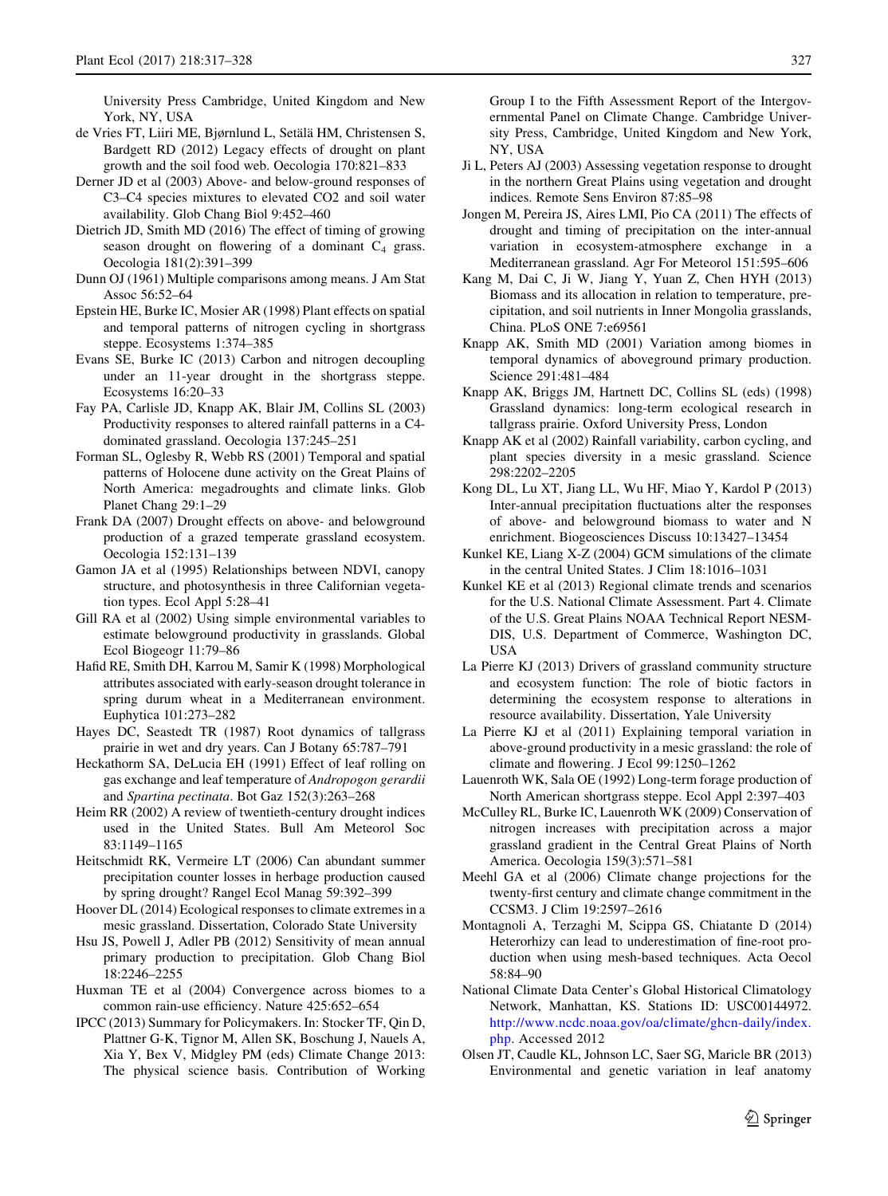University Press Cambridge, United Kingdom and New York, NY, USA

de Vries FT, Liiri ME, Bjørnlund L, Setälä HM, Christensen S, Bardgett RD (2012) Legacy effects of drought on plant growth and the soil food web. Oecologia 170:821–833

Derner JD et al (2003) Above- and below-ground responses of C3–C4 species mixtures to elevated CO2 and soil water availability. Glob Chang Biol 9:452–460

Dietrich JD, Smith MD (2016) The effect of timing of growing season drought on flowering of a dominant $C_4$ grass. Oecologia 181(2):391–399

Dunn OJ (1961) Multiple comparisons among means. J Am Stat Assoc 56:52–64

Epstein HE, Burke IC, Mosier AR (1998) Plant effects on spatial and temporal patterns of nitrogen cycling in shortgrass steppe. Ecosystems 1:374–385

Evans SE, Burke IC (2013) Carbon and nitrogen decoupling under an 11-year drought in the shortgrass steppe. Ecosystems 16:20–33

Fay PA, Carlisle JD, Knapp AK, Blair JM, Collins SL (2003) Productivity responses to altered rainfall patterns in a C4-dominated grassland. Oecologia 137:245–251

Forman SL, Oglesby R, Webb RS (2001) Temporal and spatial patterns of Holocene dune activity on the Great Plains of North America: megadroughts and climate links. Glob Planet Chang 29:1–29

Frank DA (2007) Drought effects on above- and belowground production of a grazed temperate grassland ecosystem. Oecologia 152:131–139

Gamon JA et al (1995) Relationships between NDVI, canopy structure, and photosynthesis in three Californian vegetation types. Ecol Appl 5:28–41

Gill RA et al (2002) Using simple environmental variables to estimate belowground productivity in grasslands. Global Ecol Biogeogr 11:79–86

Hafid RE, Smith DH, Karrou M, Samir K (1998) Morphological attributes associated with early-season drought tolerance in spring durum wheat in a Mediterranean environment. Euphytica 101:273–282

Hayes DC, Seastedt TR (1987) Root dynamics of tallgrass prairie in wet and dry years. Can J Botany 65:787–791

Heckathorn SA, DeLucia EH (1991) Effect of leaf rolling on gas exchange and leaf temperature of *Andropogon gerardii* and *Spartina pectinata*. Bot Gaz 152(3):263–268

Heim RR (2002) A review of twentieth-century drought indices used in the United States. Bull Am Meteorol Soc 83:1149–1165

Heitschmidt RK, Vermeire LT (2006) Can abundant summer precipitation counter losses in herbage production caused by spring drought? Rangel Ecol Manag 59:392–399

Hoover DL (2014) Ecological responses to climate extremes in a mesic grassland. Dissertation, Colorado State University

Hsu JS, Powell J, Adler PB (2012) Sensitivity of mean annual primary production to precipitation. Glob Chang Biol 18:2246–2255

Huxman TE et al (2004) Convergence across biomes to a common rain-use efficiency. Nature 425:652–654

IPCC (2013) Summary for Policymakers. In: Stocker TF, Qin D, Plattner G-K, Tignor M, Allen SK, Boschung J, Nauels A, Xia Y, Bex V, Midgley PM (eds) Climate Change 2013: The physical science basis. Contribution of Working Group I to the Fifth Assessment Report of the Intergovernmental Panel on Climate Change. Cambridge University Press, Cambridge, United Kingdom and New York, NY, USA

Ji L, Peters AJ (2003) Assessing vegetation response to drought in the northern Great Plains using vegetation and drought indices. Remote Sens Environ 87:85–98

Jongen M, Pereira JS, Aires LMI, Pio CA (2011) The effects of drought and timing of precipitation on the inter-annual variation in ecosystem-atmosphere exchange in a Mediterranean grassland. Agr For Meteorol 151:595–606

Kang M, Dai C, Ji W, Jiang Y, Yuan Z, Chen HYH (2013) Biomass and its allocation in relation to temperature, precipitation, and soil nutrients in Inner Mongolia grasslands, China. PLoS ONE 7:e69561

Knapp AK, Smith MD (2001) Variation among biomes in temporal dynamics of aboveground primary production. Science 291:481–484

Knapp AK, Briggs JM, Hartnett DC, Collins SL (eds) (1998) Grassland dynamics: long-term ecological research in tallgrass prairie. Oxford University Press, London

Knapp AK et al (2002) Rainfall variability, carbon cycling, and plant species diversity in a mesic grassland. Science 298:2202–2205

Kong DL, Lu XT, Jiang LL, Wu HF, Miao Y, Kardol P (2013) Inter-annual precipitation fluctuations alter the responses of above- and belowground biomass to water and N enrichment. Biogeosciences Discuss 10:13427–13454

Kunkel KE, Liang X-Z (2004) GCM simulations of the climate in the central United States. J Clim 18:1016–1031

Kunkel KE et al (2013) Regional climate trends and scenarios for the U.S. National Climate Assessment. Part 4. Climate of the U.S. Great Plains NOAA Technical Report NESMDIS, U.S. Department of Commerce, Washington DC, USA

La Pierre KJ (2013) Drivers of grassland community structure and ecosystem function: The role of biotic factors in determining the ecosystem response to alterations in resource availability. Dissertation, Yale University

La Pierre KJ et al (2011) Explaining temporal variation in above-ground productivity in a mesic grassland: the role of climate and flowering. J Ecol 99:1250–1262

Lauenroth WK, Sala OE (1992) Long-term forage production of North American shortgrass steppe. Ecol Appl 2:397–403

McCulley RL, Burke IC, Lauenroth WK (2009) Conservation of nitrogen increases with precipitation across a major grassland gradient in the Central Great Plains of North America. Oecologia 159(3):571–581

Meehl GA et al (2006) Climate change projections for the twenty-first century and climate change commitment in the CCSM3. J Clim 19:2597–2616

Montagnoli A, Terzaghi M, Scippa GS, Chiatante D (2014) Heterorhizy can lead to underestimation of fine-root production when using mesh-based techniques. Acta Oecol 58:84–90

National Climate Data Center's Global Historical Climatology Network, Manhattan, KS. Stations ID: USC00144972. http://www.ncdc.noaa.gov/oa/climate/ghcn-daily/index.php. Accessed 2012

Olsen JT, Caudle KL, Johnson LC, Saer SG, Maricle BR (2013) Environmental and genetic variation in leaf anatomy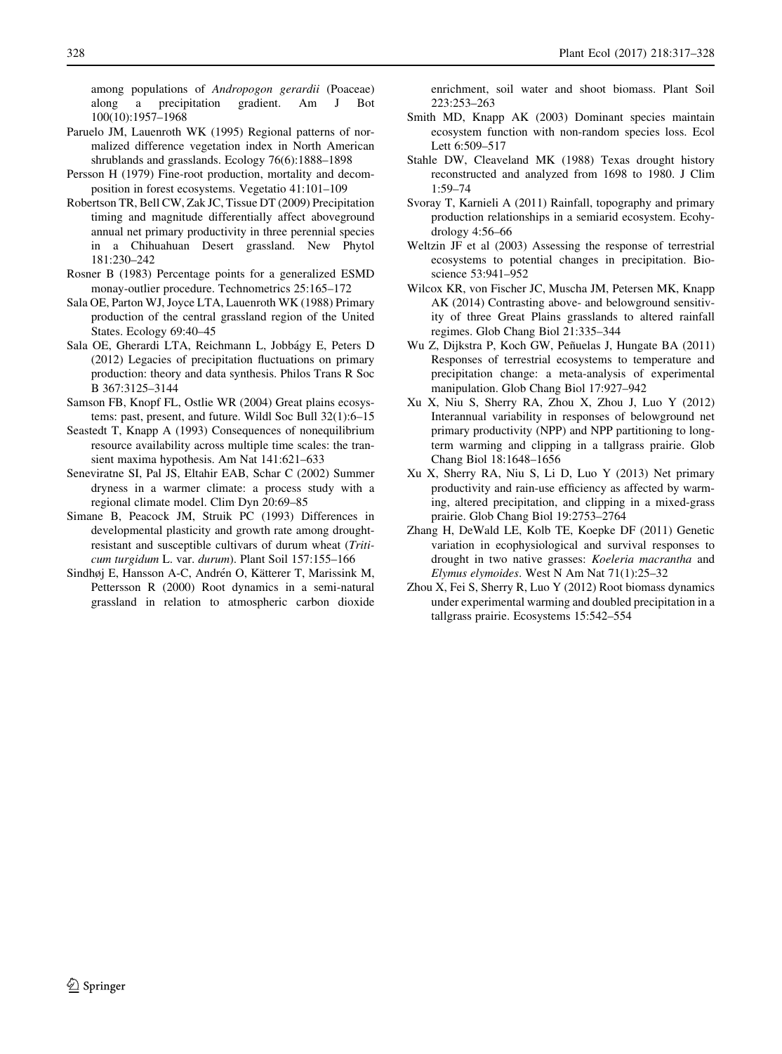among populations of *Andropogon gerardii* (Poaceae) along a precipitation gradient. Am J Bot 100(10):1957–1968

Paruelo JM, Lauenroth WK (1995) Regional patterns of normalized difference vegetation index in North American shrublands and grasslands. Ecology 76(6):1888–1898

Persson H (1979) Fine-root production, mortality and decomposition in forest ecosystems. Vegetatio 41:101–109

Robertson TR, Bell CW, Zak JC, Tissue DT (2009) Precipitation timing and magnitude differentially affect aboveground annual net primary productivity in three perennial species in a Chihuahuan Desert grassland. New Phytol 181:230–242

Rosner B (1983) Percentage points for a generalized ESMD monay-outlier procedure. Technometrics 25:165–172

Sala OE, Parton WJ, Joyce LTA, Lauenroth WK (1988) Primary production of the central grassland region of the United States. Ecology 69:40–45

Sala OE, Gherardi LTA, Reichmann L, Jobbágy E, Peters D (2012) Legacies of precipitation fluctuations on primary production: theory and data synthesis. Philos Trans R Soc B 367:3125–3144

Samson FB, Knopf FL, Ostlie WR (2004) Great plains ecosystems: past, present, and future. Wildl Soc Bull 32(1):6–15

Seastedt T, Knapp A (1993) Consequences of nonequilibrium resource availability across multiple time scales: the transient maxima hypothesis. Am Nat 141:621–633

Seneviratne SI, Pal JS, Eltahir EAB, Schar C (2002) Summer dryness in a warmer climate: a process study with a regional climate model. Clim Dyn 20:69–85

Simane B, Peacock JM, Struik PC (1993) Differences in developmental plasticity and growth rate among drought-resistant and susceptible cultivars of durum wheat (*Triticum turgidum* L. var. *durum*). Plant Soil 157:155–166

Sindhøj E, Hansson A-C, Andrén O, Kätterer T, Marissink M, Pettersson R (2000) Root dynamics in a semi-natural grassland in relation to atmospheric carbon dioxide enrichment, soil water and shoot biomass. Plant Soil 223:253–263

Smith MD, Knapp AK (2003) Dominant species maintain ecosystem function with non-random species loss. Ecol Lett 6:509–517

Stahle DW, Cleaveland MK (1988) Texas drought history reconstructed and analyzed from 1698 to 1980. J Clim 1:59–74

Svoray T, Karnieli A (2011) Rainfall, topography and primary production relationships in a semiarid ecosystem. Ecohydrology 4:56–66

Weltzin JF et al (2003) Assessing the response of terrestrial ecosystems to potential changes in precipitation. Bioscience 53:941–952

Wilcox KR, von Fischer JC, Muscha JM, Petersen MK, Knapp AK (2014) Contrasting above- and belowground sensitivity of three Great Plains grasslands to altered rainfall regimes. Glob Chang Biol 21:335–344

Wu Z, Dijkstra P, Koch GW, Peñuelas J, Hungate BA (2011) Responses of terrestrial ecosystems to temperature and precipitation change: a meta-analysis of experimental manipulation. Glob Chang Biol 17:927–942

Xu X, Niu S, Sherry RA, Zhou X, Zhou J, Luo Y (2012) Interannual variability in responses of belowground net primary productivity (NPP) and NPP partitioning to long-term warming and clipping in a tallgrass prairie. Glob Chang Biol 18:1648–1656

Xu X, Sherry RA, Niu S, Li D, Luo Y (2013) Net primary productivity and rain-use efficiency as affected by warming, altered precipitation, and clipping in a mixed-grass prairie. Glob Chang Biol 19:2753–2764

Zhang H, DeWald LE, Kolb TE, Koepke DF (2011) Genetic variation in ecophysiological and survival responses to drought in two native grasses: *Koeleria macrantha* and *Elymus elymoides*. West N Am Nat 71(1):25–32

Zhou X, Fei S, Sherry R, Luo Y (2012) Root biomass dynamics under experimental warming and doubled precipitation in a tallgrass prairie. Ecosystems 15:542–554